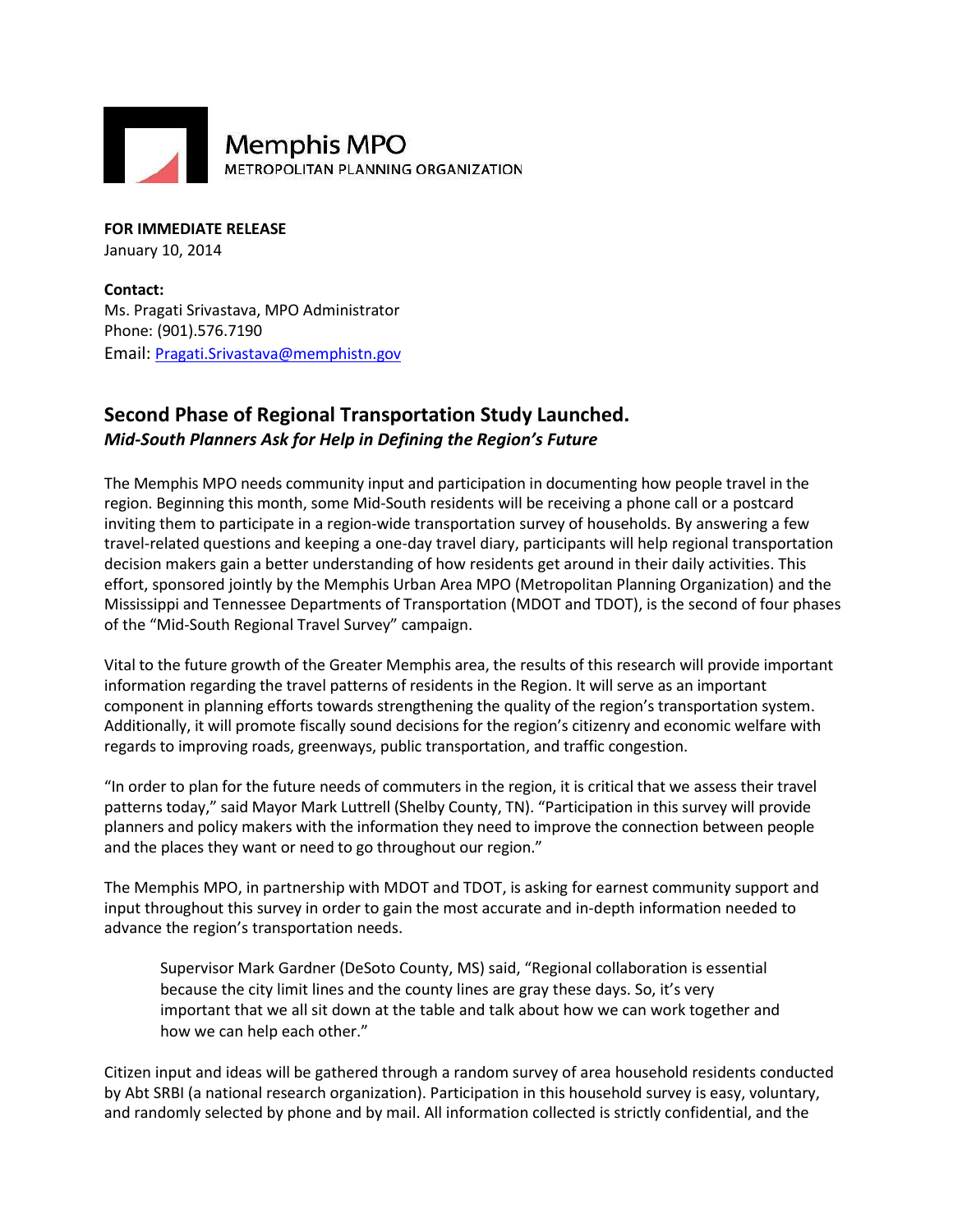Memphis MPO
METROPOLITAN PLANNING ORGANIZATION

**FOR IMMEDIATE RELEASE**
January 10, 2014

**Contact:**
Ms. Pragati Srivastava, MPO Administrator
Phone: (901).576.7190
Email: Pragati.Srivastava@memphistn.gov

## Second Phase of Regional Transportation Study Launched.

***Mid-South Planners Ask for Help in Defining the Region's Future***

The Memphis MPO needs community input and participation in documenting how people travel in the region. Beginning this month, some Mid-South residents will be receiving a phone call or a postcard inviting them to participate in a region-wide transportation survey of households. By answering a few travel-related questions and keeping a one-day travel diary, participants will help regional transportation decision makers gain a better understanding of how residents get around in their daily activities. This effort, sponsored jointly by the Memphis Urban Area MPO (Metropolitan Planning Organization) and the Mississippi and Tennessee Departments of Transportation (MDOT and TDOT), is the second of four phases of the "Mid-South Regional Travel Survey" campaign.

Vital to the future growth of the Greater Memphis area, the results of this research will provide important information regarding the travel patterns of residents in the Region. It will serve as an important component in planning efforts towards strengthening the quality of the region's transportation system. Additionally, it will promote fiscally sound decisions for the region's citizenry and economic welfare with regards to improving roads, greenways, public transportation, and traffic congestion.

"In order to plan for the future needs of commuters in the region, it is critical that we assess their travel patterns today," said Mayor Mark Luttrell (Shelby County, TN). "Participation in this survey will provide planners and policy makers with the information they need to improve the connection between people and the places they want or need to go throughout our region."

The Memphis MPO, in partnership with MDOT and TDOT, is asking for earnest community support and input throughout this survey in order to gain the most accurate and in-depth information needed to advance the region's transportation needs.

> Supervisor Mark Gardner (DeSoto County, MS) said, "Regional collaboration is essential because the city limit lines and the county lines are gray these days. So, it's very important that we all sit down at the table and talk about how we can work together and how we can help each other."

Citizen input and ideas will be gathered through a random survey of area household residents conducted by Abt SRBI (a national research organization). Participation in this household survey is easy, voluntary, and randomly selected by phone and by mail. All information collected is strictly confidential, and the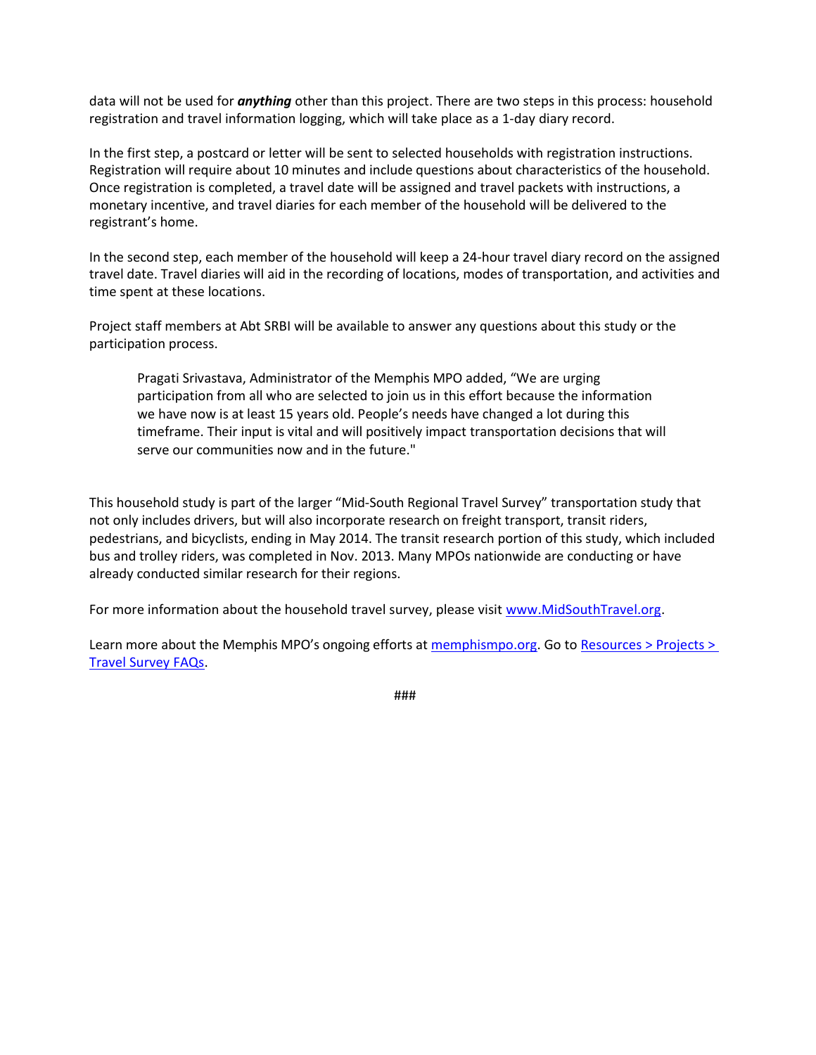data will not be used for ***anything*** other than this project. There are two steps in this process: household registration and travel information logging, which will take place as a 1-day diary record.

In the first step, a postcard or letter will be sent to selected households with registration instructions. Registration will require about 10 minutes and include questions about characteristics of the household. Once registration is completed, a travel date will be assigned and travel packets with instructions, a monetary incentive, and travel diaries for each member of the household will be delivered to the registrant's home.

In the second step, each member of the household will keep a 24-hour travel diary record on the assigned travel date. Travel diaries will aid in the recording of locations, modes of transportation, and activities and time spent at these locations.

Project staff members at Abt SRBI will be available to answer any questions about this study or the participation process.

> Pragati Srivastava, Administrator of the Memphis MPO added, "We are urging participation from all who are selected to join us in this effort because the information we have now is at least 15 years old. People's needs have changed a lot during this timeframe. Their input is vital and will positively impact transportation decisions that will serve our communities now and in the future."

This household study is part of the larger "Mid-South Regional Travel Survey" transportation study that not only includes drivers, but will also incorporate research on freight transport, transit riders, pedestrians, and bicyclists, ending in May 2014. The transit research portion of this study, which included bus and trolley riders, was completed in Nov. 2013. Many MPOs nationwide are conducting or have already conducted similar research for their regions.

For more information about the household travel survey, please visit [www.MidSouthTravel.org](www.MidSouthTravel.org).

Learn more about the Memphis MPO's ongoing efforts at [memphismpo.org](memphismpo.org). Go to [Resources > Projects > Travel Survey FAQs]().

###